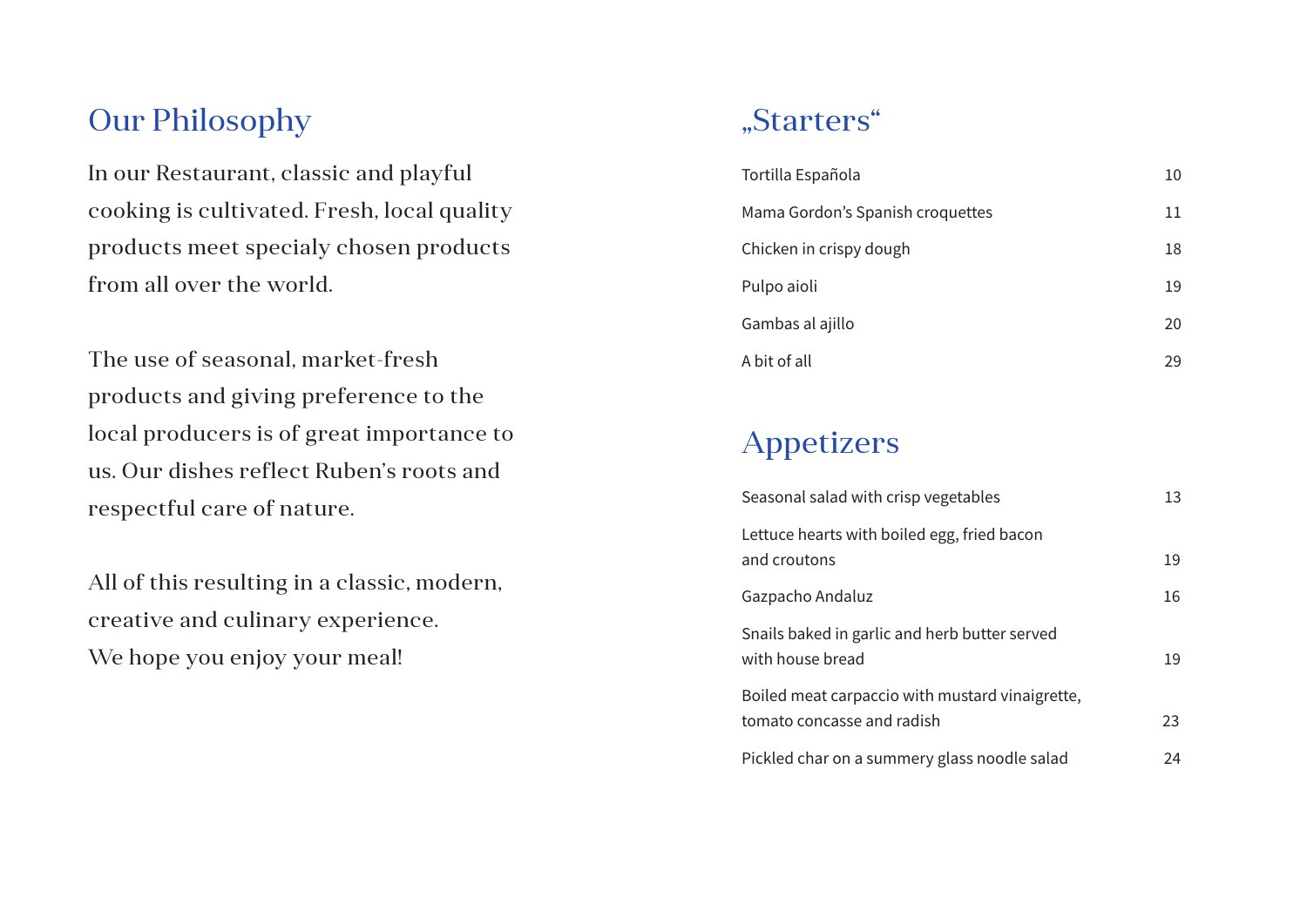## Our Philosophy

In our Restaurant, classic and playful cooking is cultivated. Fresh, local quality products meet specialy chosen products from all over the world.

The use of seasonal, market-fresh products and giving preference to the local producers is of great importance to us. Our dishes reflect Ruben's roots and respectful care of nature.

All of this resulting in a classic, modern, creative and culinary experience.
We hope you enjoy your meal!

## „Starters"

| | |
|---|---|
| Tortilla Española | 10 |
| Mama Gordon's Spanish croquettes | 11 |
| Chicken in crispy dough | 18 |
| Pulpo aioli | 19 |
| Gambas al ajillo | 20 |
| A bit of all | 29 |

## Appetizers

| | |
|---|---|
| Seasonal salad with crisp vegetables | 13 |
| Lettuce hearts with boiled egg, fried bacon and croutons | 19 |
| Gazpacho Andaluz | 16 |
| Snails baked in garlic and herb butter served with house bread | 19 |
| Boiled meat carpaccio with mustard vinaigrette, tomato concasse and radish | 23 |
| Pickled char on a summery glass noodle salad | 24 |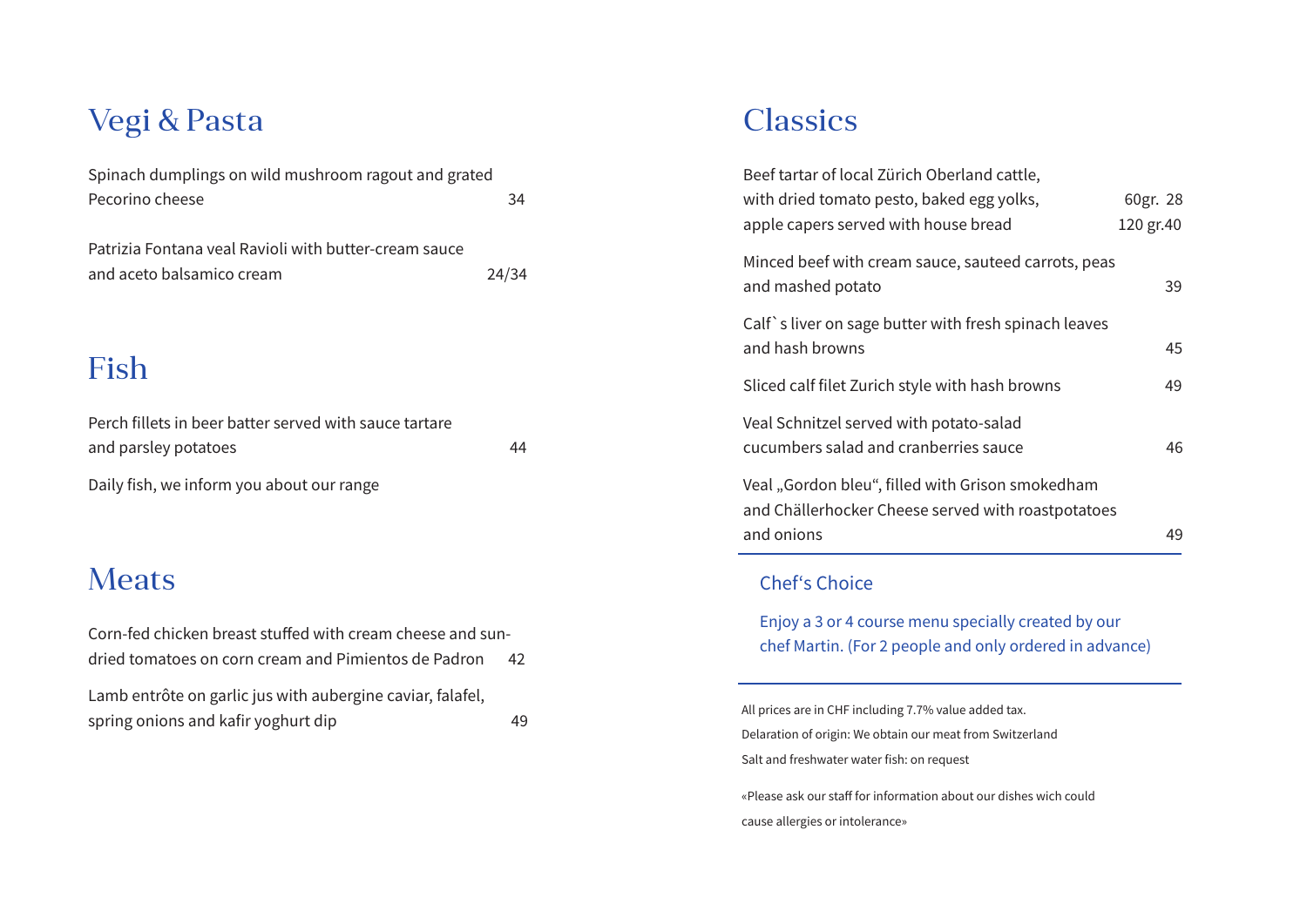## Vegi & Pasta

Spinach dumplings on wild mushroom ragout and grated Pecorino cheese — 34

Patrizia Fontana veal Ravioli with butter-cream sauce and aceto balsamico cream — 24/34

## Fish

Perch fillets in beer batter served with sauce tartare and parsley potatoes — 44

Daily fish, we inform you about our range

## Meats

Corn-fed chicken breast stuffed with cream cheese and sun-dried tomatoes on corn cream and Pimientos de Padron — 42

Lamb entrôte on garlic jus with aubergine caviar, falafel, spring onions and kafir yoghurt dip — 49

## Classics

Beef tartar of local Zürich Oberland cattle, with dried tomato pesto, baked egg yolks, apple capers served with house bread — 60gr. 28 / 120 gr.40

Minced beef with cream sauce, sauteed carrots, peas and mashed potato — 39

Calf`s liver on sage butter with fresh spinach leaves and hash browns — 45

Sliced calf filet Zurich style with hash browns — 49

Veal Schnitzel served with potato-salad cucumbers salad and cranberries sauce — 46

Veal „Gordon bleu“, filled with Grison smokedham and Challerhocker Cheese served with roastpotatoes and onions — 49

### Chef‘s Choice

Enjoy a 3 or 4 course menu specially created by our chef Martin. (For 2 people and only ordered in advance)

All prices are in CHF including 7.7% value added tax.

Delaration of origin: We obtain our meat from Switzerland

Salt and freshwater water fish: on request

«Please ask our staff for information about our dishes wich could cause allergies or intolerance»